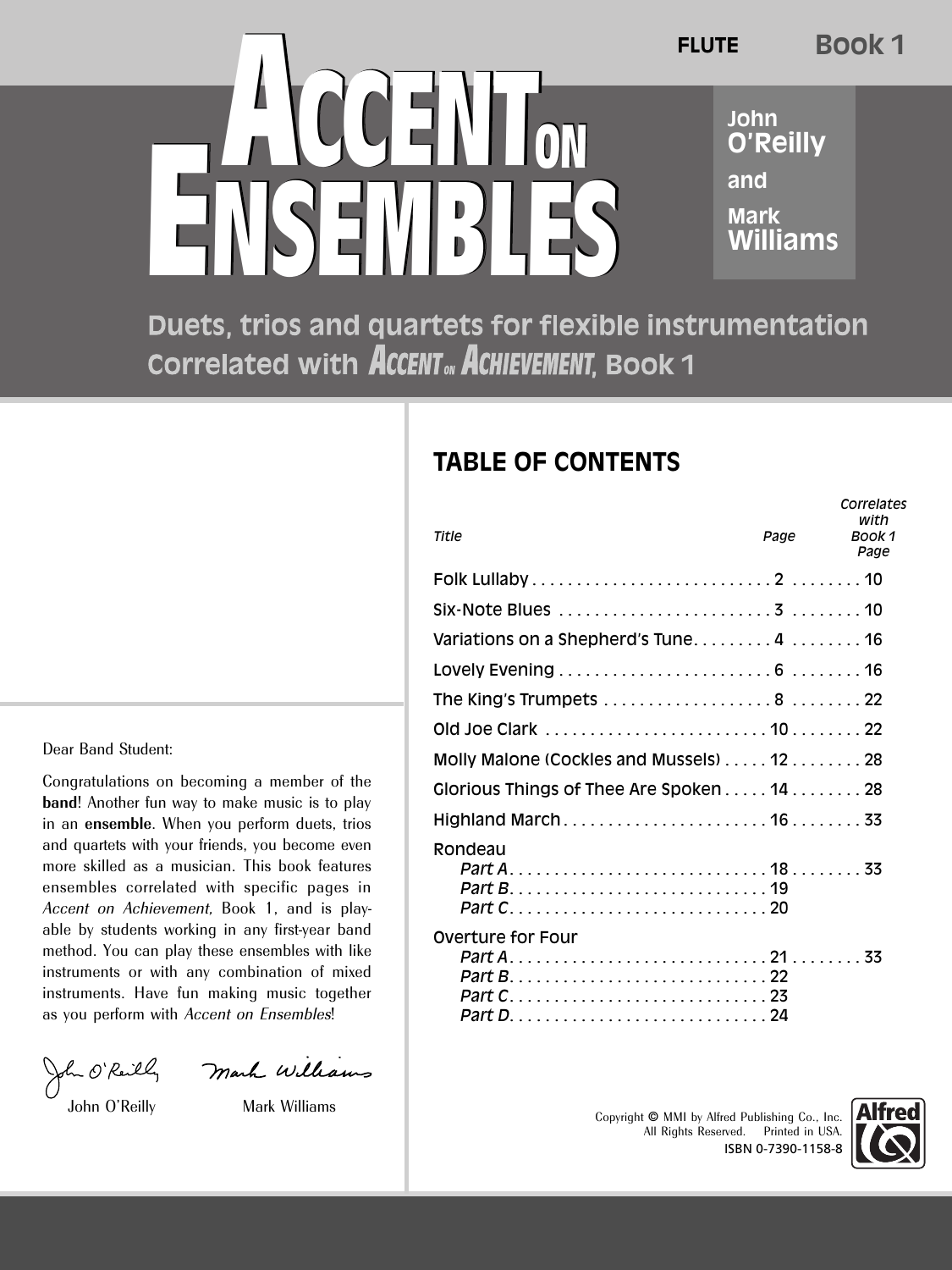FLUTE Book 1

# Accent on Ensembles

John O'Reilly and Mark Williams

**Duets, trios and quartets for flexible instrumentation**
**Correlated with *Accent on Achievement*, Book 1**

Dear Band Student:

Congratulations on becoming a member of the **band**! Another fun way to make music is to play in an **ensemble**. When you perform duets, trios and quartets with your friends, you become even more skilled as a musician. This book features ensembles correlated with specific pages in *Accent on Achievement*, Book 1, and is playable by students working in any first-year band method. You can play these ensembles with like instruments or with any combination of mixed instruments. Have fun making music together as you perform with *Accent on Ensembles*!

John O'Reilly    Mark Williams

## TABLE OF CONTENTS

| *Title* | *Page* | *Correlates with Book 1 Page* |
|---|---|---|
| Folk Lullaby | 2 | 10 |
| Six-Note Blues | 3 | 10 |
| Variations on a Shepherd's Tune | 4 | 16 |
| Lovely Evening | 6 | 16 |
| The King's Trumpets | 8 | 22 |
| Old Joe Clark | 10 | 22 |
| Molly Malone (Cockles and Mussels) | 12 | 28 |
| Glorious Things of Thee Are Spoken | 14 | 28 |
| Highland March | 16 | 33 |
| Rondeau | | |
| *Part A* | 18 | 33 |
| *Part B* | 19 | |
| *Part C* | 20 | |
| Overture for Four | | |
| *Part A* | 21 | 33 |
| *Part B* | 22 | |
| *Part C* | 23 | |
| *Part D* | 24 | |

Copyright © MMI by Alfred Publishing Co., Inc.
All Rights Reserved. Printed in USA.
ISBN 0-7390-1158-8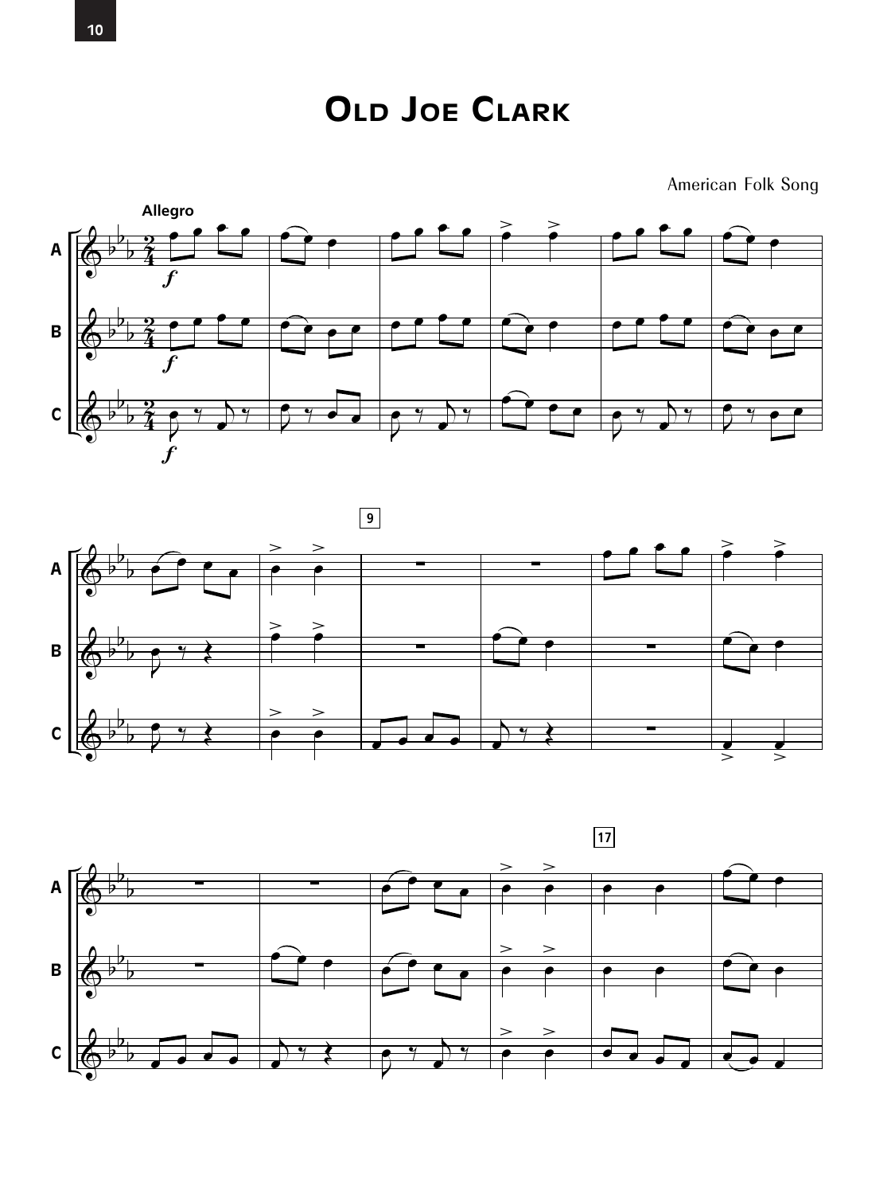# Old Joe Clark

American Folk Song

Allegro

A

B

C

9

17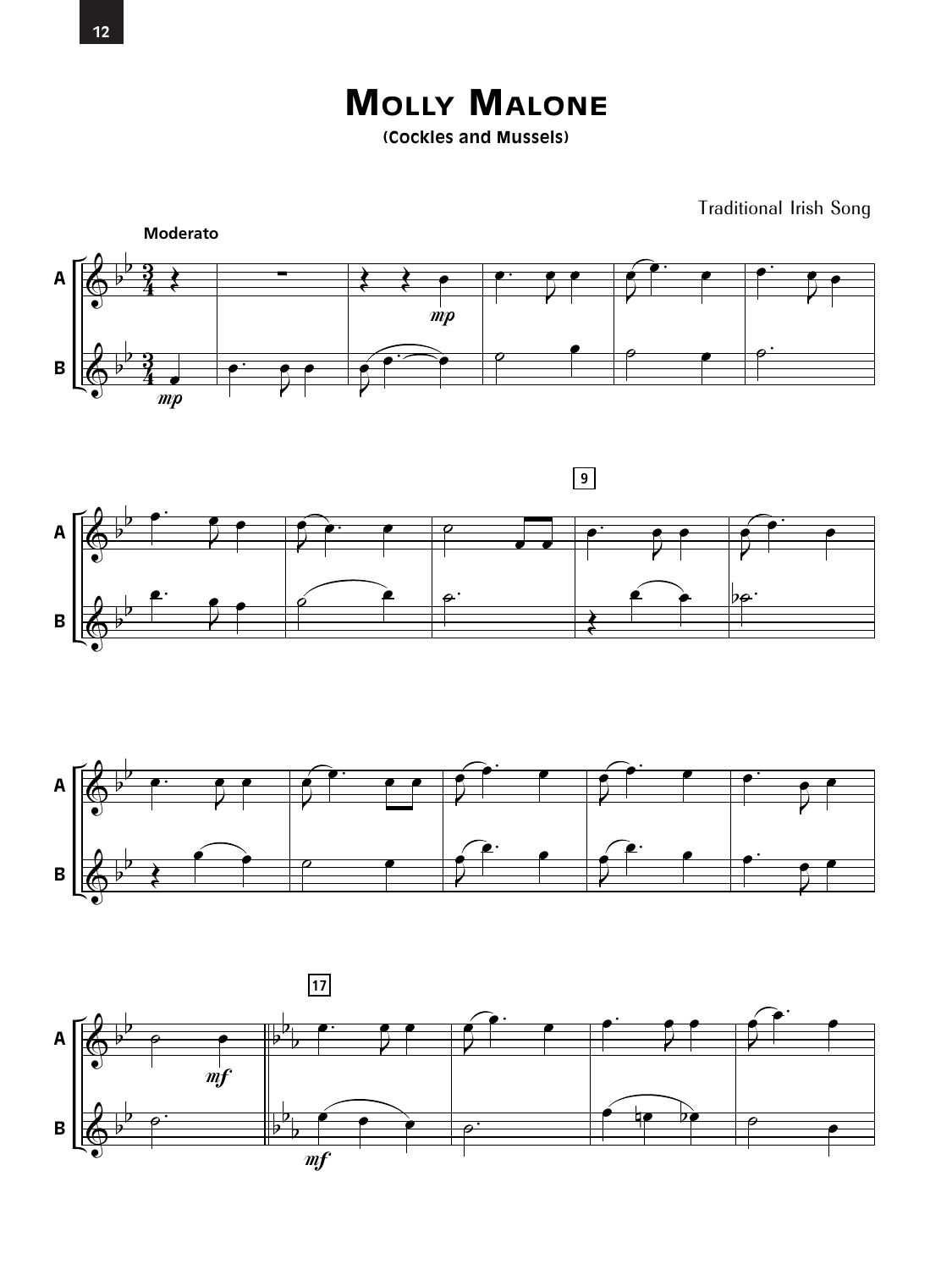# Molly Malone

**(Cockles and Mussels)**

Traditional Irish Song

**Moderato**